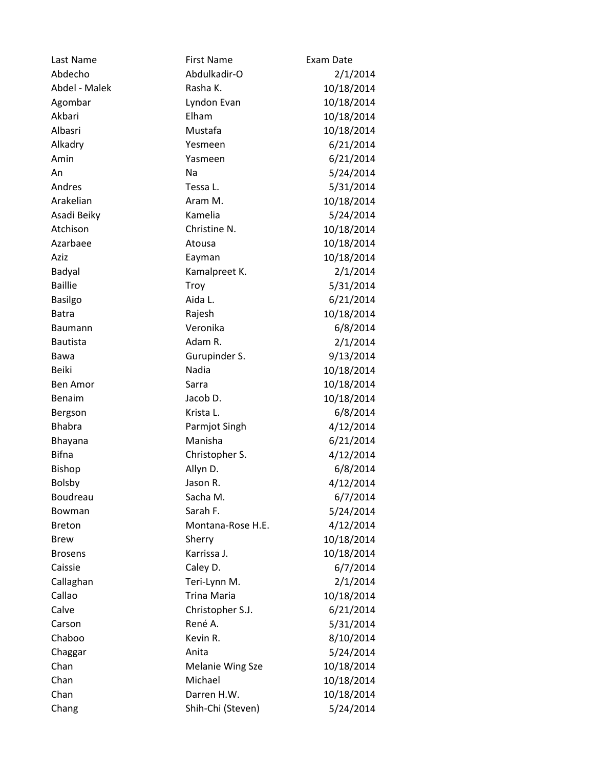| Last Name | First Name | Exam Date |
| --- | --- | --- |
| Abdecho | Abdulkadir-O | 2/1/2014 |
| Abdel - Malek | Rasha K. | 10/18/2014 |
| Agombar | Lyndon Evan | 10/18/2014 |
| Akbari | Elham | 10/18/2014 |
| Albasri | Mustafa | 10/18/2014 |
| Alkadry | Yesmeen | 6/21/2014 |
| Amin | Yasmeen | 6/21/2014 |
| An | Na | 5/24/2014 |
| Andres | Tessa L. | 5/31/2014 |
| Arakelian | Aram M. | 10/18/2014 |
| Asadi Beiky | Kamelia | 5/24/2014 |
| Atchison | Christine N. | 10/18/2014 |
| Azarbaee | Atousa | 10/18/2014 |
| Aziz | Eayman | 10/18/2014 |
| Badyal | Kamalpreet K. | 2/1/2014 |
| Baillie | Troy | 5/31/2014 |
| Basilgo | Aida L. | 6/21/2014 |
| Batra | Rajesh | 10/18/2014 |
| Baumann | Veronika | 6/8/2014 |
| Bautista | Adam R. | 2/1/2014 |
| Bawa | Gurupinder S. | 9/13/2014 |
| Beiki | Nadia | 10/18/2014 |
| Ben Amor | Sarra | 10/18/2014 |
| Benaim | Jacob D. | 10/18/2014 |
| Bergson | Krista L. | 6/8/2014 |
| Bhabra | Parmjot Singh | 4/12/2014 |
| Bhayana | Manisha | 6/21/2014 |
| Bifna | Christopher S. | 4/12/2014 |
| Bishop | Allyn D. | 6/8/2014 |
| Bolsby | Jason R. | 4/12/2014 |
| Boudreau | Sacha M. | 6/7/2014 |
| Bowman | Sarah F. | 5/24/2014 |
| Breton | Montana-Rose H.E. | 4/12/2014 |
| Brew | Sherry | 10/18/2014 |
| Brosens | Karrissa J. | 10/18/2014 |
| Caissie | Caley D. | 6/7/2014 |
| Callaghan | Teri-Lynn M. | 2/1/2014 |
| Callao | Trina Maria | 10/18/2014 |
| Calve | Christopher S.J. | 6/21/2014 |
| Carson | René A. | 5/31/2014 |
| Chaboo | Kevin R. | 8/10/2014 |
| Chaggar | Anita | 5/24/2014 |
| Chan | Melanie Wing Sze | 10/18/2014 |
| Chan | Michael | 10/18/2014 |
| Chan | Darren H.W. | 10/18/2014 |
| Chang | Shih-Chi (Steven) | 5/24/2014 |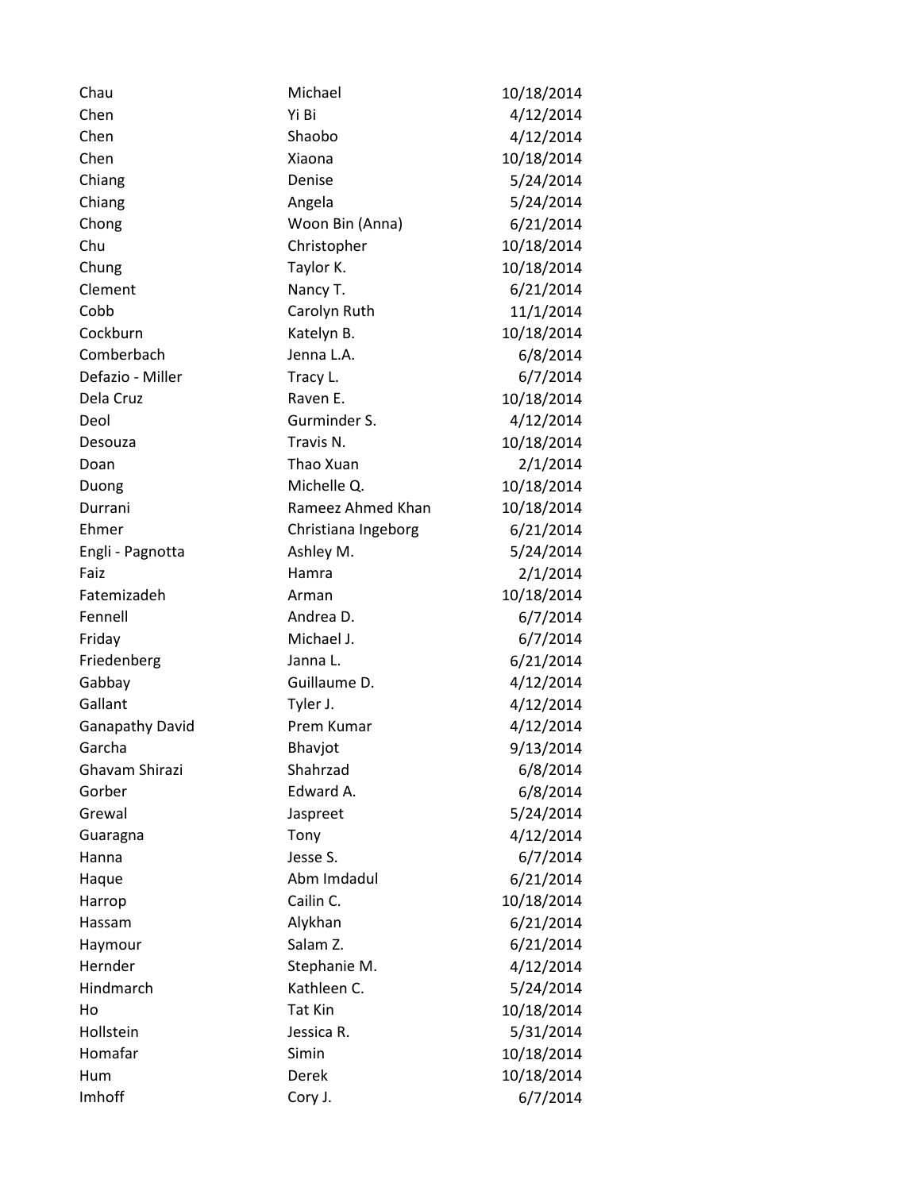| | | |
|---|---|---|
| Chau | Michael | 10/18/2014 |
| Chen | Yi Bi | 4/12/2014 |
| Chen | Shaobo | 4/12/2014 |
| Chen | Xiaona | 10/18/2014 |
| Chiang | Denise | 5/24/2014 |
| Chiang | Angela | 5/24/2014 |
| Chong | Woon Bin (Anna) | 6/21/2014 |
| Chu | Christopher | 10/18/2014 |
| Chung | Taylor K. | 10/18/2014 |
| Clement | Nancy T. | 6/21/2014 |
| Cobb | Carolyn Ruth | 11/1/2014 |
| Cockburn | Katelyn B. | 10/18/2014 |
| Comberbach | Jenna L.A. | 6/8/2014 |
| Defazio - Miller | Tracy L. | 6/7/2014 |
| Dela Cruz | Raven E. | 10/18/2014 |
| Deol | Gurminder S. | 4/12/2014 |
| Desouza | Travis N. | 10/18/2014 |
| Doan | Thao Xuan | 2/1/2014 |
| Duong | Michelle Q. | 10/18/2014 |
| Durrani | Rameez Ahmed Khan | 10/18/2014 |
| Ehmer | Christiana Ingeborg | 6/21/2014 |
| Engli - Pagnotta | Ashley M. | 5/24/2014 |
| Faiz | Hamra | 2/1/2014 |
| Fatemizadeh | Arman | 10/18/2014 |
| Fennell | Andrea D. | 6/7/2014 |
| Friday | Michael J. | 6/7/2014 |
| Friedenberg | Janna L. | 6/21/2014 |
| Gabbay | Guillaume D. | 4/12/2014 |
| Gallant | Tyler J. | 4/12/2014 |
| Ganapathy David | Prem Kumar | 4/12/2014 |
| Garcha | Bhavjot | 9/13/2014 |
| Ghavam Shirazi | Shahrzad | 6/8/2014 |
| Gorber | Edward A. | 6/8/2014 |
| Grewal | Jaspreet | 5/24/2014 |
| Guaragna | Tony | 4/12/2014 |
| Hanna | Jesse S. | 6/7/2014 |
| Haque | Abm Imdadul | 6/21/2014 |
| Harrop | Cailin C. | 10/18/2014 |
| Hassam | Alykhan | 6/21/2014 |
| Haymour | Salam Z. | 6/21/2014 |
| Hernder | Stephanie M. | 4/12/2014 |
| Hindmarch | Kathleen C. | 5/24/2014 |
| Ho | Tat Kin | 10/18/2014 |
| Hollstein | Jessica R. | 5/31/2014 |
| Homafar | Simin | 10/18/2014 |
| Hum | Derek | 10/18/2014 |
| Imhoff | Cory J. | 6/7/2014 |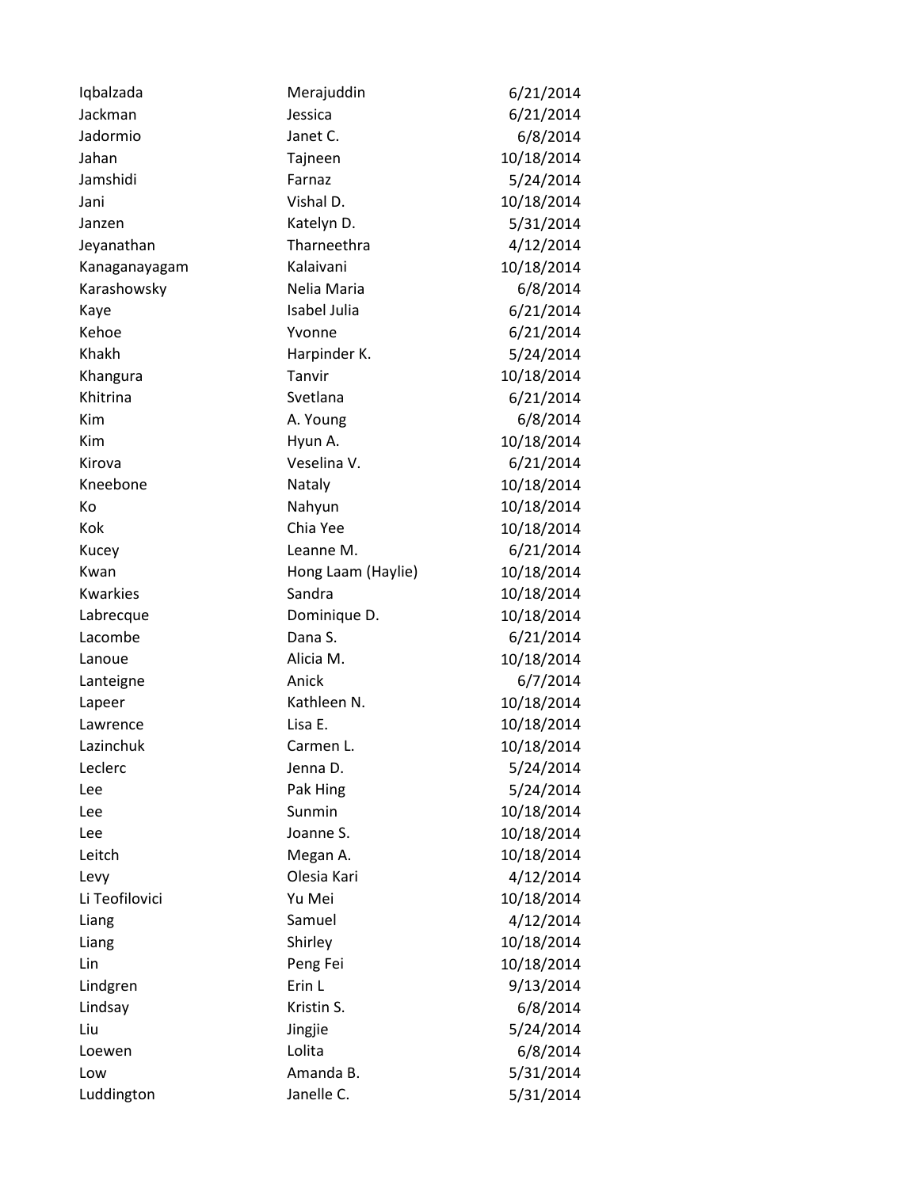| | | |
|---|---|---|
| Iqbalzada | Merajuddin | 6/21/2014 |
| Jackman | Jessica | 6/21/2014 |
| Jadormio | Janet C. | 6/8/2014 |
| Jahan | Tajneen | 10/18/2014 |
| Jamshidi | Farnaz | 5/24/2014 |
| Jani | Vishal D. | 10/18/2014 |
| Janzen | Katelyn D. | 5/31/2014 |
| Jeyanathan | Tharneethra | 4/12/2014 |
| Kanaganayagam | Kalaivani | 10/18/2014 |
| Karashowsky | Nelia Maria | 6/8/2014 |
| Kaye | Isabel Julia | 6/21/2014 |
| Kehoe | Yvonne | 6/21/2014 |
| Khakh | Harpinder K. | 5/24/2014 |
| Khangura | Tanvir | 10/18/2014 |
| Khitrina | Svetlana | 6/21/2014 |
| Kim | A. Young | 6/8/2014 |
| Kim | Hyun A. | 10/18/2014 |
| Kirova | Veselina V. | 6/21/2014 |
| Kneebone | Nataly | 10/18/2014 |
| Ko | Nahyun | 10/18/2014 |
| Kok | Chia Yee | 10/18/2014 |
| Kucey | Leanne M. | 6/21/2014 |
| Kwan | Hong Laam (Haylie) | 10/18/2014 |
| Kwarkies | Sandra | 10/18/2014 |
| Labrecque | Dominique D. | 10/18/2014 |
| Lacombe | Dana S. | 6/21/2014 |
| Lanoue | Alicia M. | 10/18/2014 |
| Lanteigne | Anick | 6/7/2014 |
| Lapeer | Kathleen N. | 10/18/2014 |
| Lawrence | Lisa E. | 10/18/2014 |
| Lazinchuk | Carmen L. | 10/18/2014 |
| Leclerc | Jenna D. | 5/24/2014 |
| Lee | Pak Hing | 5/24/2014 |
| Lee | Sunmin | 10/18/2014 |
| Lee | Joanne S. | 10/18/2014 |
| Leitch | Megan A. | 10/18/2014 |
| Levy | Olesia Kari | 4/12/2014 |
| Li Teofilovici | Yu Mei | 10/18/2014 |
| Liang | Samuel | 4/12/2014 |
| Liang | Shirley | 10/18/2014 |
| Lin | Peng Fei | 10/18/2014 |
| Lindgren | Erin L | 9/13/2014 |
| Lindsay | Kristin S. | 6/8/2014 |
| Liu | Jingjie | 5/24/2014 |
| Loewen | Lolita | 6/8/2014 |
| Low | Amanda B. | 5/31/2014 |
| Luddington | Janelle C. | 5/31/2014 |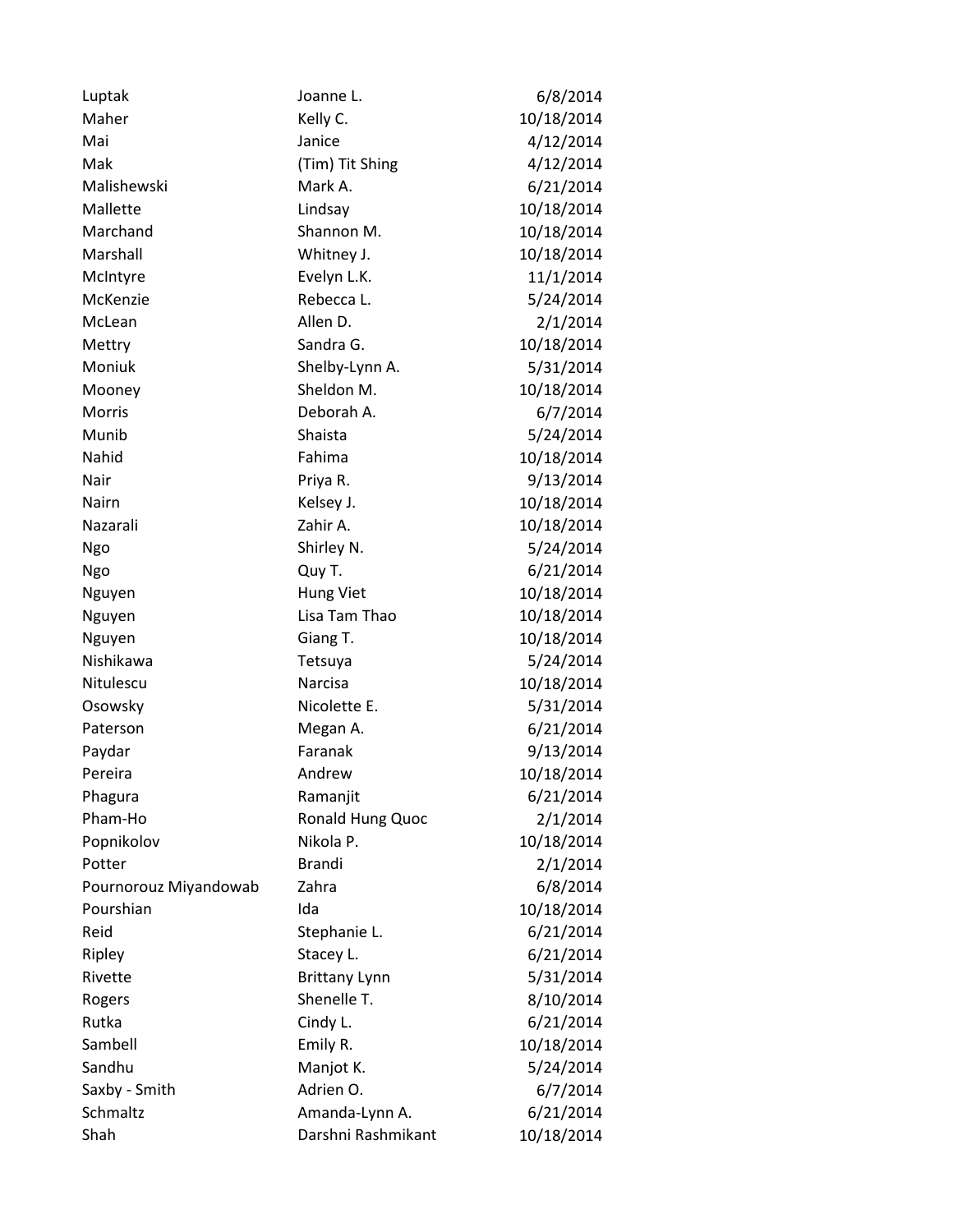| | | |
|---|---|---|
| Luptak | Joanne L. | 6/8/2014 |
| Maher | Kelly C. | 10/18/2014 |
| Mai | Janice | 4/12/2014 |
| Mak | (Tim) Tit Shing | 4/12/2014 |
| Malishewski | Mark A. | 6/21/2014 |
| Mallette | Lindsay | 10/18/2014 |
| Marchand | Shannon M. | 10/18/2014 |
| Marshall | Whitney J. | 10/18/2014 |
| McIntyre | Evelyn L.K. | 11/1/2014 |
| McKenzie | Rebecca L. | 5/24/2014 |
| McLean | Allen D. | 2/1/2014 |
| Mettry | Sandra G. | 10/18/2014 |
| Moniuk | Shelby-Lynn A. | 5/31/2014 |
| Mooney | Sheldon M. | 10/18/2014 |
| Morris | Deborah A. | 6/7/2014 |
| Munib | Shaista | 5/24/2014 |
| Nahid | Fahima | 10/18/2014 |
| Nair | Priya R. | 9/13/2014 |
| Nairn | Kelsey J. | 10/18/2014 |
| Nazarali | Zahir A. | 10/18/2014 |
| Ngo | Shirley N. | 5/24/2014 |
| Ngo | Quy T. | 6/21/2014 |
| Nguyen | Hung Viet | 10/18/2014 |
| Nguyen | Lisa Tam Thao | 10/18/2014 |
| Nguyen | Giang T. | 10/18/2014 |
| Nishikawa | Tetsuya | 5/24/2014 |
| Nitulescu | Narcisa | 10/18/2014 |
| Osowsky | Nicolette E. | 5/31/2014 |
| Paterson | Megan A. | 6/21/2014 |
| Paydar | Faranak | 9/13/2014 |
| Pereira | Andrew | 10/18/2014 |
| Phagura | Ramanjit | 6/21/2014 |
| Pham-Ho | Ronald Hung Quoc | 2/1/2014 |
| Popnikolov | Nikola P. | 10/18/2014 |
| Potter | Brandi | 2/1/2014 |
| Pournorouz Miyandowab | Zahra | 6/8/2014 |
| Pourshian | Ida | 10/18/2014 |
| Reid | Stephanie L. | 6/21/2014 |
| Ripley | Stacey L. | 6/21/2014 |
| Rivette | Brittany Lynn | 5/31/2014 |
| Rogers | Shenelle T. | 8/10/2014 |
| Rutka | Cindy L. | 6/21/2014 |
| Sambell | Emily R. | 10/18/2014 |
| Sandhu | Manjot K. | 5/24/2014 |
| Saxby - Smith | Adrien O. | 6/7/2014 |
| Schmaltz | Amanda-Lynn A. | 6/21/2014 |
| Shah | Darshni Rashmikant | 10/18/2014 |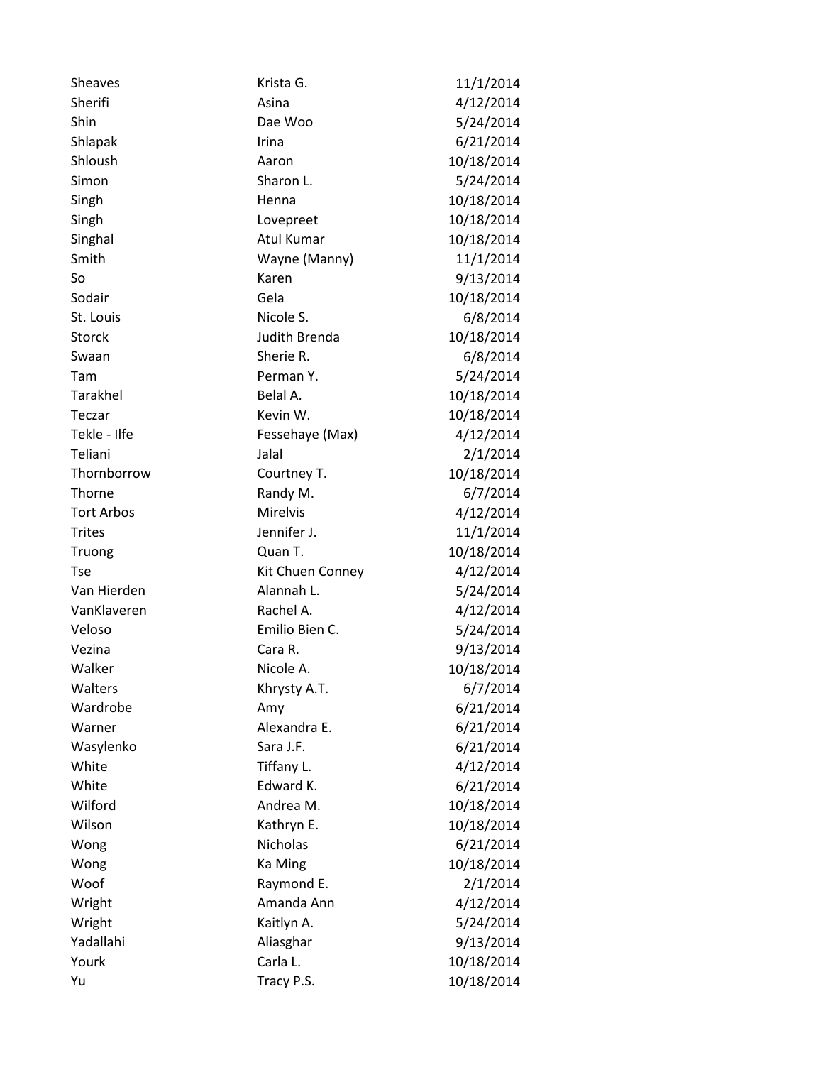| | | |
|---|---|---|
| Sheaves | Krista G. | 11/1/2014 |
| Sherifi | Asina | 4/12/2014 |
| Shin | Dae Woo | 5/24/2014 |
| Shlapak | Irina | 6/21/2014 |
| Shloush | Aaron | 10/18/2014 |
| Simon | Sharon L. | 5/24/2014 |
| Singh | Henna | 10/18/2014 |
| Singh | Lovepreet | 10/18/2014 |
| Singhal | Atul Kumar | 10/18/2014 |
| Smith | Wayne (Manny) | 11/1/2014 |
| So | Karen | 9/13/2014 |
| Sodair | Gela | 10/18/2014 |
| St. Louis | Nicole S. | 6/8/2014 |
| Storck | Judith Brenda | 10/18/2014 |
| Swaan | Sherie R. | 6/8/2014 |
| Tam | Perman Y. | 5/24/2014 |
| Tarakhel | Belal A. | 10/18/2014 |
| Teczar | Kevin W. | 10/18/2014 |
| Tekle - Ilfe | Fessehaye (Max) | 4/12/2014 |
| Teliani | Jalal | 2/1/2014 |
| Thornborrow | Courtney T. | 10/18/2014 |
| Thorne | Randy M. | 6/7/2014 |
| Tort Arbos | Mirelvis | 4/12/2014 |
| Trites | Jennifer J. | 11/1/2014 |
| Truong | Quan T. | 10/18/2014 |
| Tse | Kit Chuen Conney | 4/12/2014 |
| Van Hierden | Alannah L. | 5/24/2014 |
| VanKlaveren | Rachel A. | 4/12/2014 |
| Veloso | Emilio Bien C. | 5/24/2014 |
| Vezina | Cara R. | 9/13/2014 |
| Walker | Nicole A. | 10/18/2014 |
| Walters | Khrysty A.T. | 6/7/2014 |
| Wardrobe | Amy | 6/21/2014 |
| Warner | Alexandra E. | 6/21/2014 |
| Wasylenko | Sara J.F. | 6/21/2014 |
| White | Tiffany L. | 4/12/2014 |
| White | Edward K. | 6/21/2014 |
| Wilford | Andrea M. | 10/18/2014 |
| Wilson | Kathryn E. | 10/18/2014 |
| Wong | Nicholas | 6/21/2014 |
| Wong | Ka Ming | 10/18/2014 |
| Woof | Raymond E. | 2/1/2014 |
| Wright | Amanda Ann | 4/12/2014 |
| Wright | Kaitlyn A. | 5/24/2014 |
| Yadallahi | Aliasghar | 9/13/2014 |
| Yourk | Carla L. | 10/18/2014 |
| Yu | Tracy P.S. | 10/18/2014 |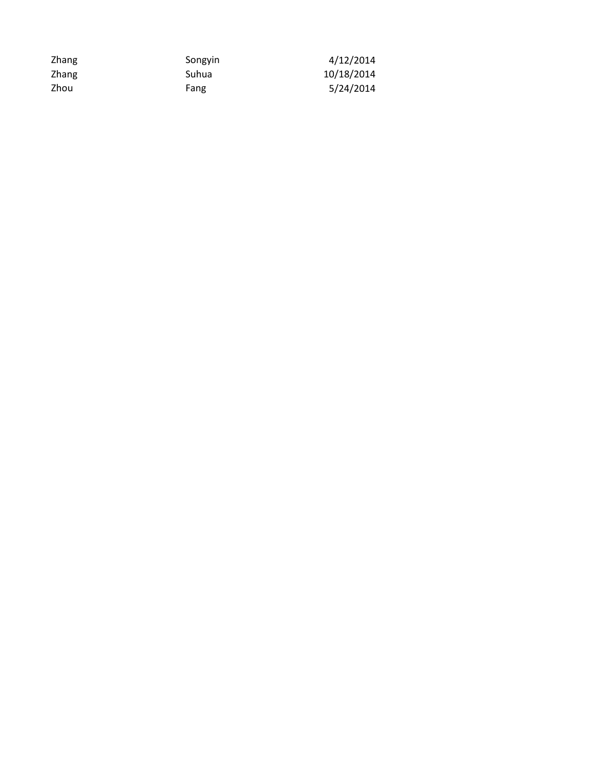| | | |
|---|---|---|
| Zhang | Songyin | 4/12/2014 |
| Zhang | Suhua | 10/18/2014 |
| Zhou | Fang | 5/24/2014 |